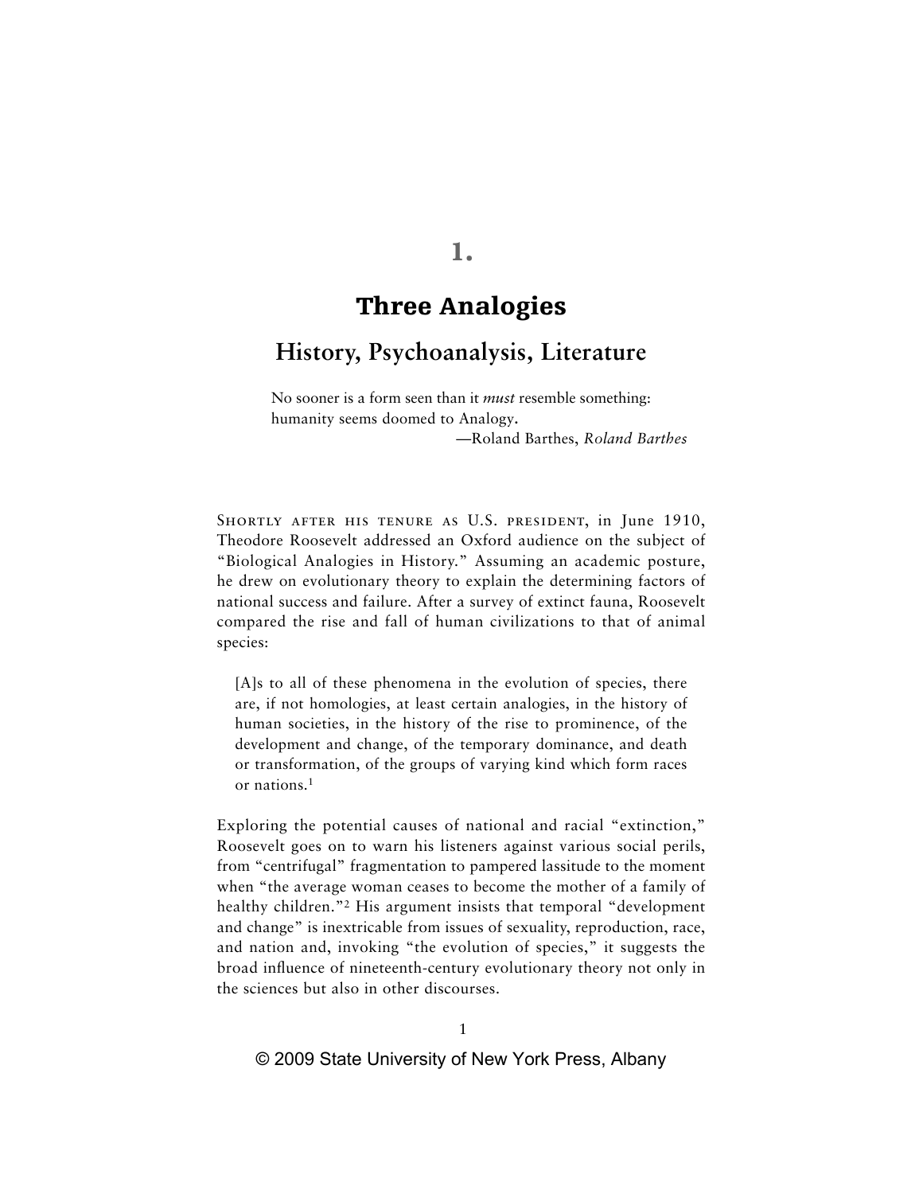# 1.

# Three Analogies

## History, Psychoanalysis, Literature

> No sooner is a form seen than it *must* resemble something: humanity seems doomed to Analogy.
>
> —Roland Barthes, *Roland Barthes*

Shortly after his tenure as U.S. president, in June 1910, Theodore Roosevelt addressed an Oxford audience on the subject of "Biological Analogies in History." Assuming an academic posture, he drew on evolutionary theory to explain the determining factors of national success and failure. After a survey of extinct fauna, Roosevelt compared the rise and fall of human civilizations to that of animal species:

> [A]s to all of these phenomena in the evolution of species, there are, if not homologies, at least certain analogies, in the history of human societies, in the history of the rise to prominence, of the development and change, of the temporary dominance, and death or transformation, of the groups of varying kind which form races or nations.[1]

Exploring the potential causes of national and racial "extinction," Roosevelt goes on to warn his listeners against various social perils, from "centrifugal" fragmentation to pampered lassitude to the moment when "the average woman ceases to become the mother of a family of healthy children."[2] His argument insists that temporal "development and change" is inextricable from issues of sexuality, reproduction, race, and nation and, invoking "the evolution of species," it suggests the broad influence of nineteenth-century evolutionary theory not only in the sciences but also in other discourses.

© 2009 State University of New York Press, Albany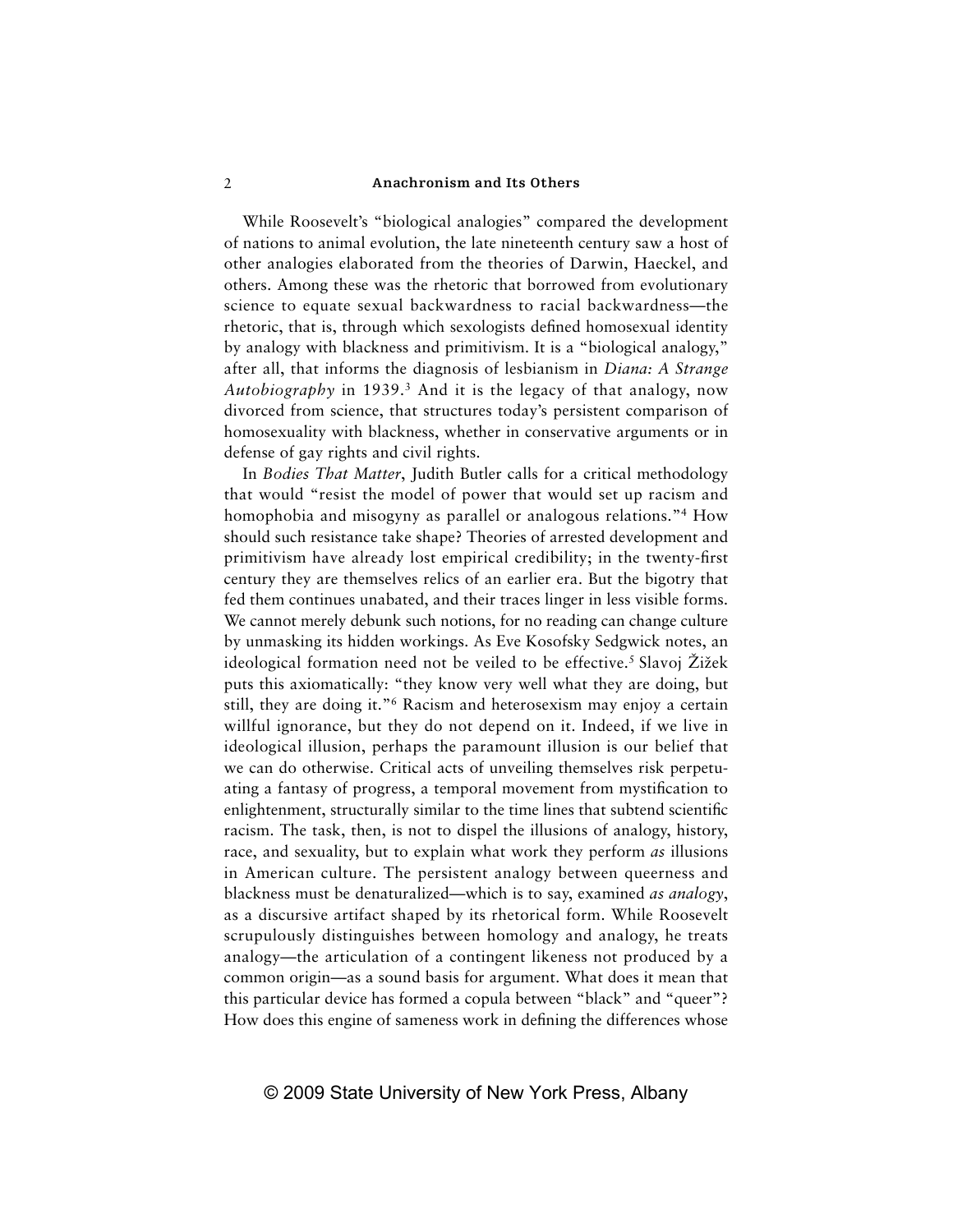While Roosevelt's "biological analogies" compared the development of nations to animal evolution, the late nineteenth century saw a host of other analogies elaborated from the theories of Darwin, Haeckel, and others. Among these was the rhetoric that borrowed from evolutionary science to equate sexual backwardness to racial backwardness—the rhetoric, that is, through which sexologists defined homosexual identity by analogy with blackness and primitivism. It is a "biological analogy," after all, that informs the diagnosis of lesbianism in *Diana: A Strange Autobiography* in 1939.[3] And it is the legacy of that analogy, now divorced from science, that structures today's persistent comparison of homosexuality with blackness, whether in conservative arguments or in defense of gay rights and civil rights.

In *Bodies That Matter*, Judith Butler calls for a critical methodology that would "resist the model of power that would set up racism and homophobia and misogyny as parallel or analogous relations."[4] How should such resistance take shape? Theories of arrested development and primitivism have already lost empirical credibility; in the twenty-first century they are themselves relics of an earlier era. But the bigotry that fed them continues unabated, and their traces linger in less visible forms. We cannot merely debunk such notions, for no reading can change culture by unmasking its hidden workings. As Eve Kosofsky Sedgwick notes, an ideological formation need not be veiled to be effective.[5] Slavoj Žižek puts this axiomatically: "they know very well what they are doing, but still, they are doing it."[6] Racism and heterosexism may enjoy a certain willful ignorance, but they do not depend on it. Indeed, if we live in ideological illusion, perhaps the paramount illusion is our belief that we can do otherwise. Critical acts of unveiling themselves risk perpetuating a fantasy of progress, a temporal movement from mystification to enlightenment, structurally similar to the time lines that subtend scientific racism. The task, then, is not to dispel the illusions of analogy, history, race, and sexuality, but to explain what work they perform *as* illusions in American culture. The persistent analogy between queerness and blackness must be denaturalized—which is to say, examined *as analogy*, as a discursive artifact shaped by its rhetorical form. While Roosevelt scrupulously distinguishes between homology and analogy, he treats analogy—the articulation of a contingent likeness not produced by a common origin—as a sound basis for argument. What does it mean that this particular device has formed a copula between "black" and "queer"? How does this engine of sameness work in defining the differences whose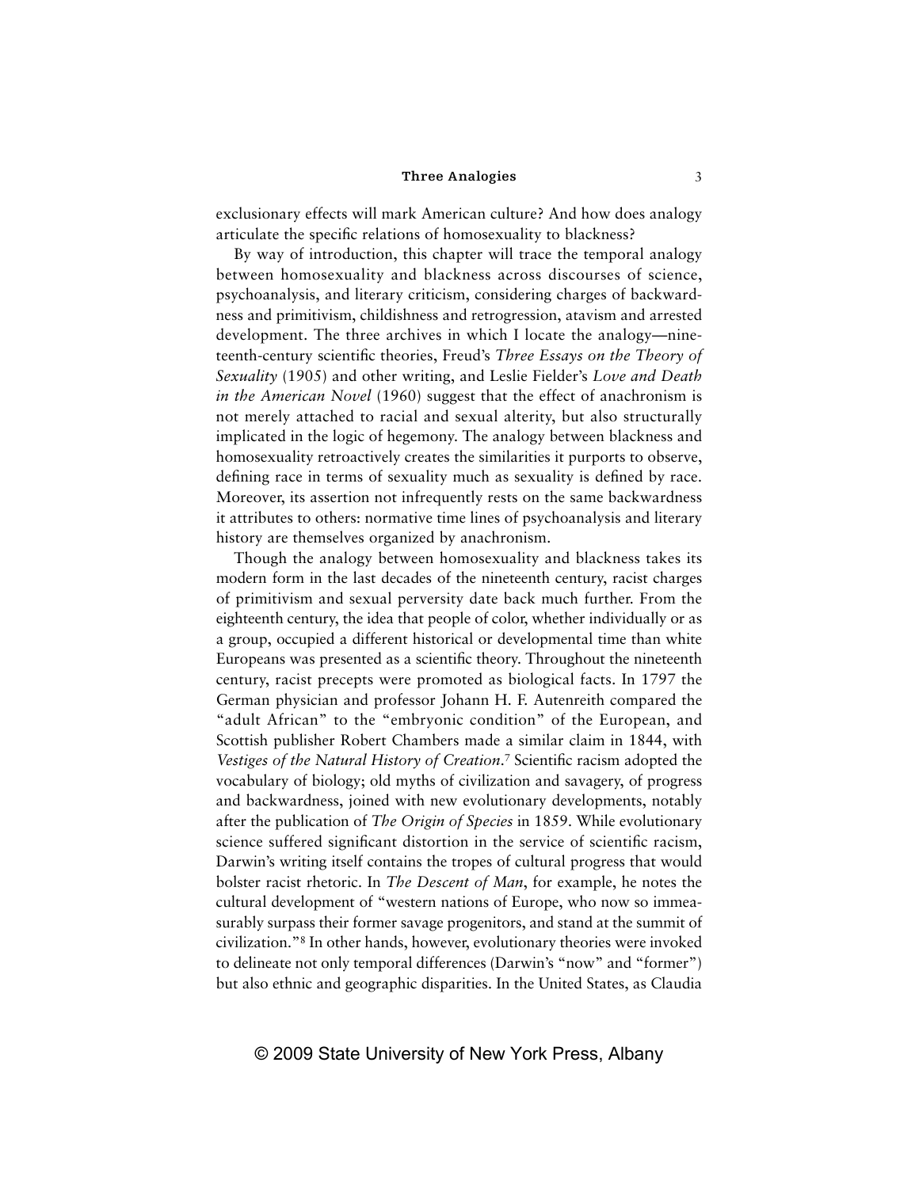exclusionary effects will mark American culture? And how does analogy articulate the specific relations of homosexuality to blackness?

By way of introduction, this chapter will trace the temporal analogy between homosexuality and blackness across discourses of science, psychoanalysis, and literary criticism, considering charges of backwardness and primitivism, childishness and retrogression, atavism and arrested development. The three archives in which I locate the analogy—nineteenth-century scientific theories, Freud's *Three Essays on the Theory of Sexuality* (1905) and other writing, and Leslie Fielder's *Love and Death in the American Novel* (1960) suggest that the effect of anachronism is not merely attached to racial and sexual alterity, but also structurally implicated in the logic of hegemony. The analogy between blackness and homosexuality retroactively creates the similarities it purports to observe, defining race in terms of sexuality much as sexuality is defined by race. Moreover, its assertion not infrequently rests on the same backwardness it attributes to others: normative time lines of psychoanalysis and literary history are themselves organized by anachronism.

Though the analogy between homosexuality and blackness takes its modern form in the last decades of the nineteenth century, racist charges of primitivism and sexual perversity date back much further. From the eighteenth century, the idea that people of color, whether individually or as a group, occupied a different historical or developmental time than white Europeans was presented as a scientific theory. Throughout the nineteenth century, racist precepts were promoted as biological facts. In 1797 the German physician and professor Johann H. F. Autenreith compared the "adult African" to the "embryonic condition" of the European, and Scottish publisher Robert Chambers made a similar claim in 1844, with *Vestiges of the Natural History of Creation*.[7] Scientific racism adopted the vocabulary of biology; old myths of civilization and savagery, of progress and backwardness, joined with new evolutionary developments, notably after the publication of *The Origin of Species* in 1859. While evolutionary science suffered significant distortion in the service of scientific racism, Darwin's writing itself contains the tropes of cultural progress that would bolster racist rhetoric. In *The Descent of Man*, for example, he notes the cultural development of "western nations of Europe, who now so immeasurably surpass their former savage progenitors, and stand at the summit of civilization."[8] In other hands, however, evolutionary theories were invoked to delineate not only temporal differences (Darwin's "now" and "former") but also ethnic and geographic disparities. In the United States, as Claudia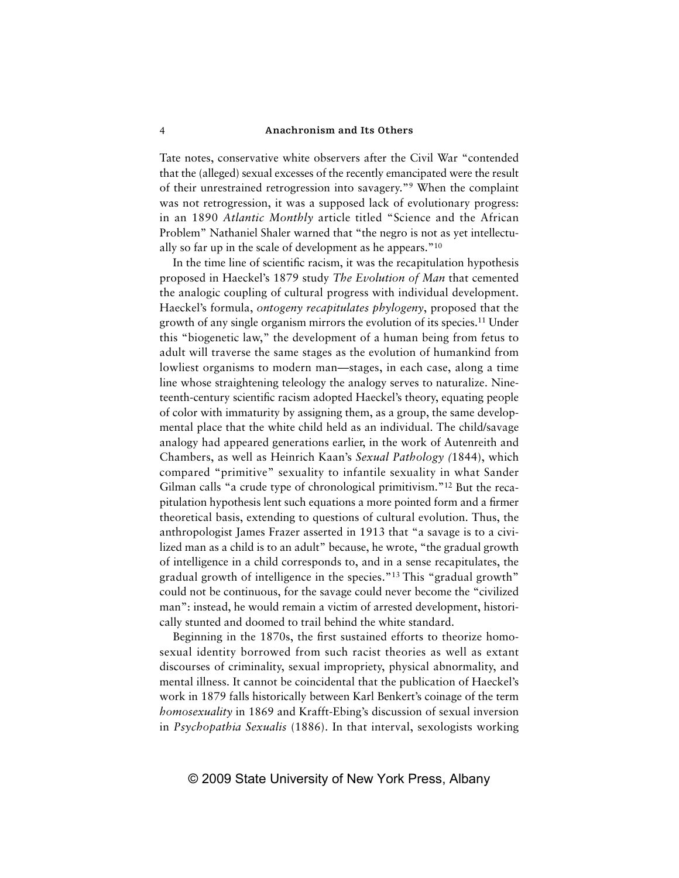Tate notes, conservative white observers after the Civil War "contended that the (alleged) sexual excesses of the recently emancipated were the result of their unrestrained retrogression into savagery."[9] When the complaint was not retrogression, it was a supposed lack of evolutionary progress: in an 1890 *Atlantic Monthly* article titled "Science and the African Problem" Nathaniel Shaler warned that "the negro is not as yet intellectually so far up in the scale of development as he appears."[10]

In the time line of scientific racism, it was the recapitulation hypothesis proposed in Haeckel's 1879 study *The Evolution of Man* that cemented the analogic coupling of cultural progress with individual development. Haeckel's formula, *ontogeny recapitulates phylogeny*, proposed that the growth of any single organism mirrors the evolution of its species.[11] Under this "biogenetic law," the development of a human being from fetus to adult will traverse the same stages as the evolution of humankind from lowliest organisms to modern man—stages, in each case, along a time line whose straightening teleology the analogy serves to naturalize. Nineteenth-century scientific racism adopted Haeckel's theory, equating people of color with immaturity by assigning them, as a group, the same developmental place that the white child held as an individual. The child/savage analogy had appeared generations earlier, in the work of Autenreith and Chambers, as well as Heinrich Kaan's *Sexual Pathology (*1844), which compared "primitive" sexuality to infantile sexuality in what Sander Gilman calls "a crude type of chronological primitivism."[12] But the recapitulation hypothesis lent such equations a more pointed form and a firmer theoretical basis, extending to questions of cultural evolution. Thus, the anthropologist James Frazer asserted in 1913 that "a savage is to a civilized man as a child is to an adult" because, he wrote, "the gradual growth of intelligence in a child corresponds to, and in a sense recapitulates, the gradual growth of intelligence in the species."[13] This "gradual growth" could not be continuous, for the savage could never become the "civilized man": instead, he would remain a victim of arrested development, historically stunted and doomed to trail behind the white standard.

Beginning in the 1870s, the first sustained efforts to theorize homosexual identity borrowed from such racist theories as well as extant discourses of criminality, sexual impropriety, physical abnormality, and mental illness. It cannot be coincidental that the publication of Haeckel's work in 1879 falls historically between Karl Benkert's coinage of the term *homosexuality* in 1869 and Krafft-Ebing's discussion of sexual inversion in *Psychopathia Sexualis* (1886). In that interval, sexologists working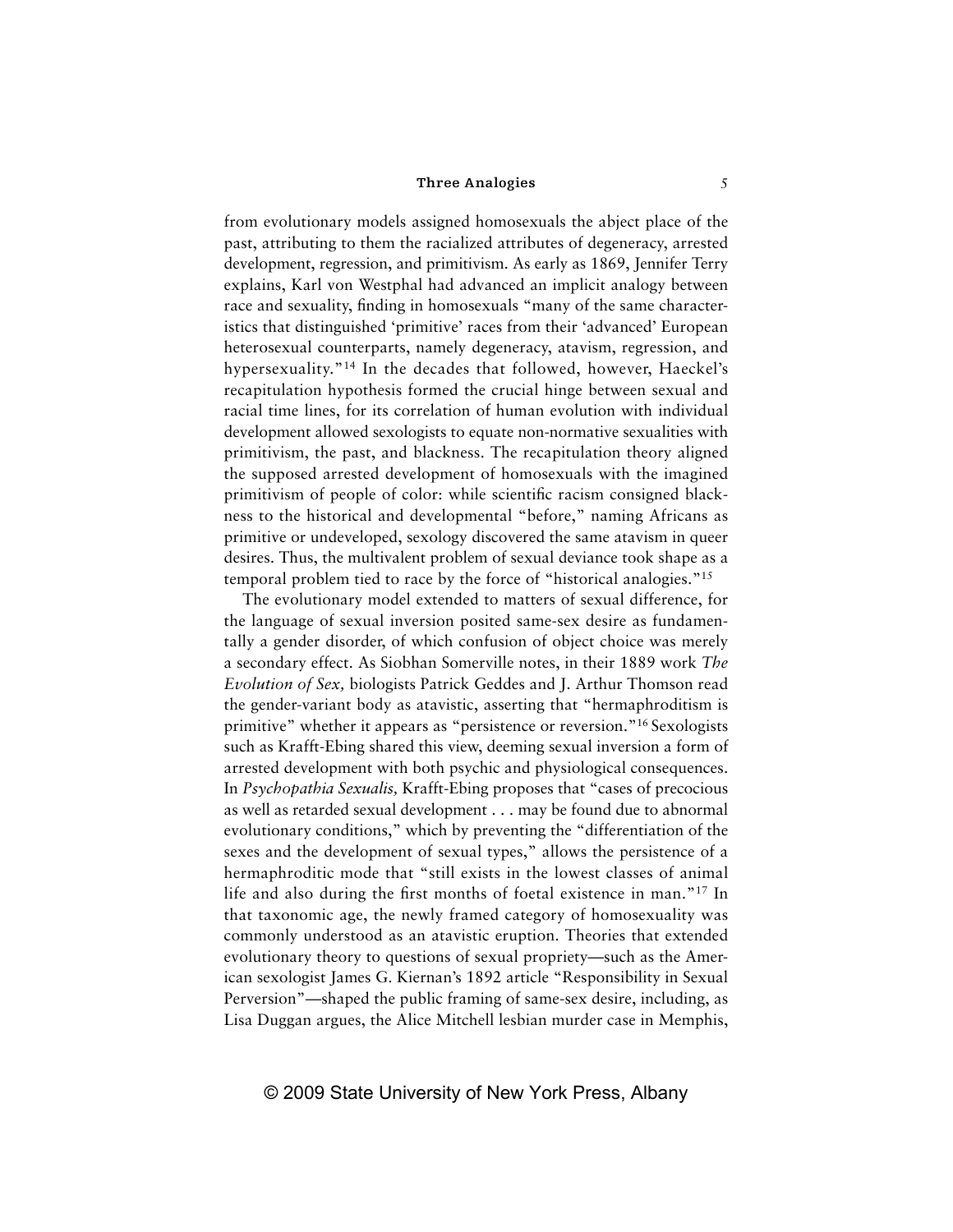from evolutionary models assigned homosexuals the abject place of the past, attributing to them the racialized attributes of degeneracy, arrested development, regression, and primitivism. As early as 1869, Jennifer Terry explains, Karl von Westphal had advanced an implicit analogy between race and sexuality, finding in homosexuals "many of the same characteristics that distinguished 'primitive' races from their 'advanced' European heterosexual counterparts, namely degeneracy, atavism, regression, and hypersexuality."[14] In the decades that followed, however, Haeckel's recapitulation hypothesis formed the crucial hinge between sexual and racial time lines, for its correlation of human evolution with individual development allowed sexologists to equate non-normative sexualities with primitivism, the past, and blackness. The recapitulation theory aligned the supposed arrested development of homosexuals with the imagined primitivism of people of color: while scientific racism consigned blackness to the historical and developmental "before," naming Africans as primitive or undeveloped, sexology discovered the same atavism in queer desires. Thus, the multivalent problem of sexual deviance took shape as a temporal problem tied to race by the force of "historical analogies."[15]

The evolutionary model extended to matters of sexual difference, for the language of sexual inversion posited same-sex desire as fundamentally a gender disorder, of which confusion of object choice was merely a secondary effect. As Siobhan Somerville notes, in their 1889 work *The Evolution of Sex,* biologists Patrick Geddes and J. Arthur Thomson read the gender-variant body as atavistic, asserting that "hermaphroditism is primitive" whether it appears as "persistence or reversion."[16] Sexologists such as Krafft-Ebing shared this view, deeming sexual inversion a form of arrested development with both psychic and physiological consequences. In *Psychopathia Sexualis,* Krafft-Ebing proposes that "cases of precocious as well as retarded sexual development . . . may be found due to abnormal evolutionary conditions," which by preventing the "differentiation of the sexes and the development of sexual types," allows the persistence of a hermaphroditic mode that "still exists in the lowest classes of animal life and also during the first months of foetal existence in man."[17] In that taxonomic age, the newly framed category of homosexuality was commonly understood as an atavistic eruption. Theories that extended evolutionary theory to questions of sexual propriety—such as the American sexologist James G. Kiernan's 1892 article "Responsibility in Sexual Perversion"—shaped the public framing of same-sex desire, including, as Lisa Duggan argues, the Alice Mitchell lesbian murder case in Memphis,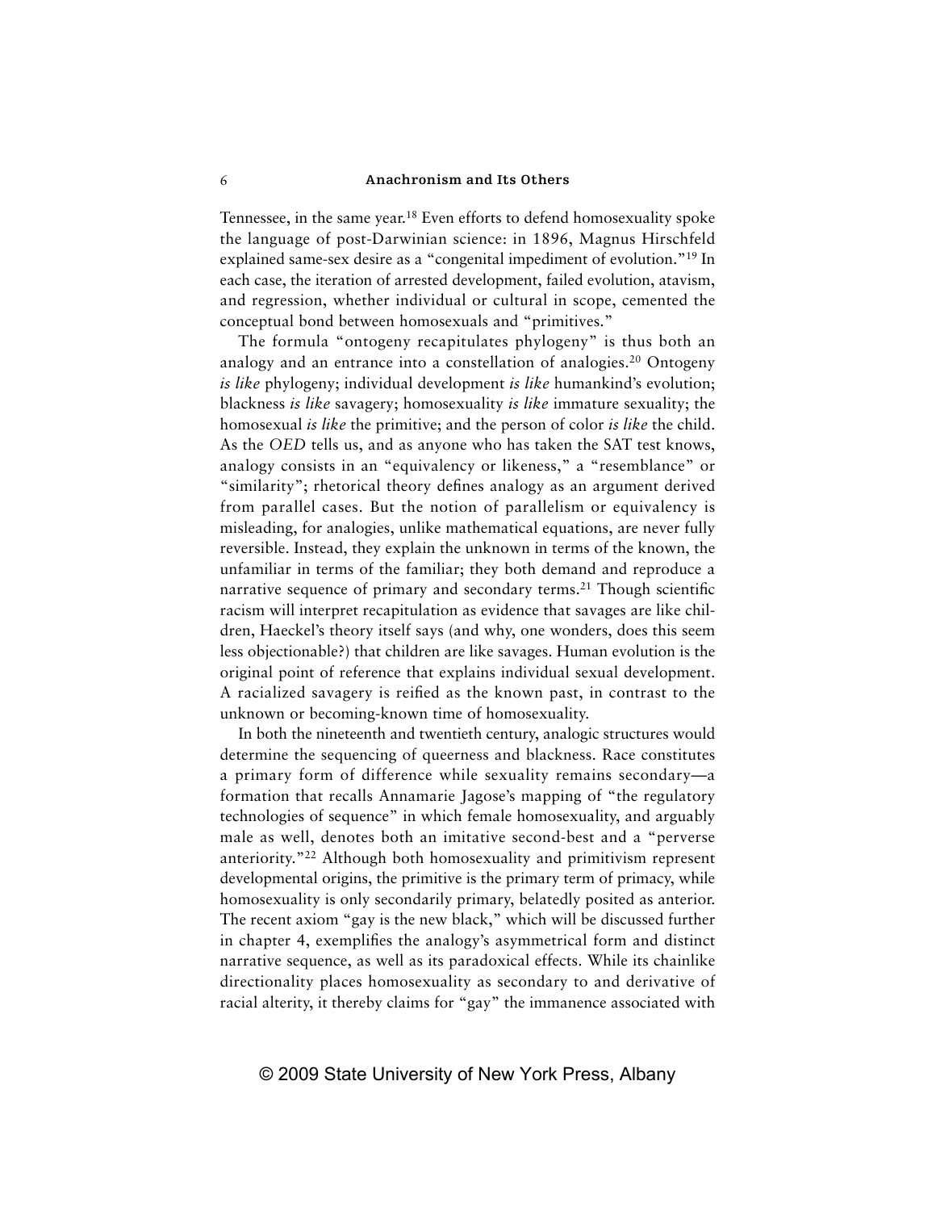Tennessee, in the same year.[18] Even efforts to defend homosexuality spoke the language of post-Darwinian science: in 1896, Magnus Hirschfeld explained same-sex desire as a "congenital impediment of evolution."[19] In each case, the iteration of arrested development, failed evolution, atavism, and regression, whether individual or cultural in scope, cemented the conceptual bond between homosexuals and "primitives."

The formula "ontogeny recapitulates phylogeny" is thus both an analogy and an entrance into a constellation of analogies.[20] Ontogeny *is like* phylogeny; individual development *is like* humankind's evolution; blackness *is like* savagery; homosexuality *is like* immature sexuality; the homosexual *is like* the primitive; and the person of color *is like* the child. As the *OED* tells us, and as anyone who has taken the SAT test knows, analogy consists in an "equivalency or likeness," a "resemblance" or "similarity"; rhetorical theory defines analogy as an argument derived from parallel cases. But the notion of parallelism or equivalency is misleading, for analogies, unlike mathematical equations, are never fully reversible. Instead, they explain the unknown in terms of the known, the unfamiliar in terms of the familiar; they both demand and reproduce a narrative sequence of primary and secondary terms.[21] Though scientific racism will interpret recapitulation as evidence that savages are like children, Haeckel's theory itself says (and why, one wonders, does this seem less objectionable?) that children are like savages. Human evolution is the original point of reference that explains individual sexual development. A racialized savagery is reified as the known past, in contrast to the unknown or becoming-known time of homosexuality.

In both the nineteenth and twentieth century, analogic structures would determine the sequencing of queerness and blackness. Race constitutes a primary form of difference while sexuality remains secondary—a formation that recalls Annamarie Jagose's mapping of "the regulatory technologies of sequence" in which female homosexuality, and arguably male as well, denotes both an imitative second-best and a "perverse anteriority."[22] Although both homosexuality and primitivism represent developmental origins, the primitive is the primary term of primacy, while homosexuality is only secondarily primary, belatedly posited as anterior. The recent axiom "gay is the new black," which will be discussed further in chapter 4, exemplifies the analogy's asymmetrical form and distinct narrative sequence, as well as its paradoxical effects. While its chainlike directionality places homosexuality as secondary to and derivative of racial alterity, it thereby claims for "gay" the immanence associated with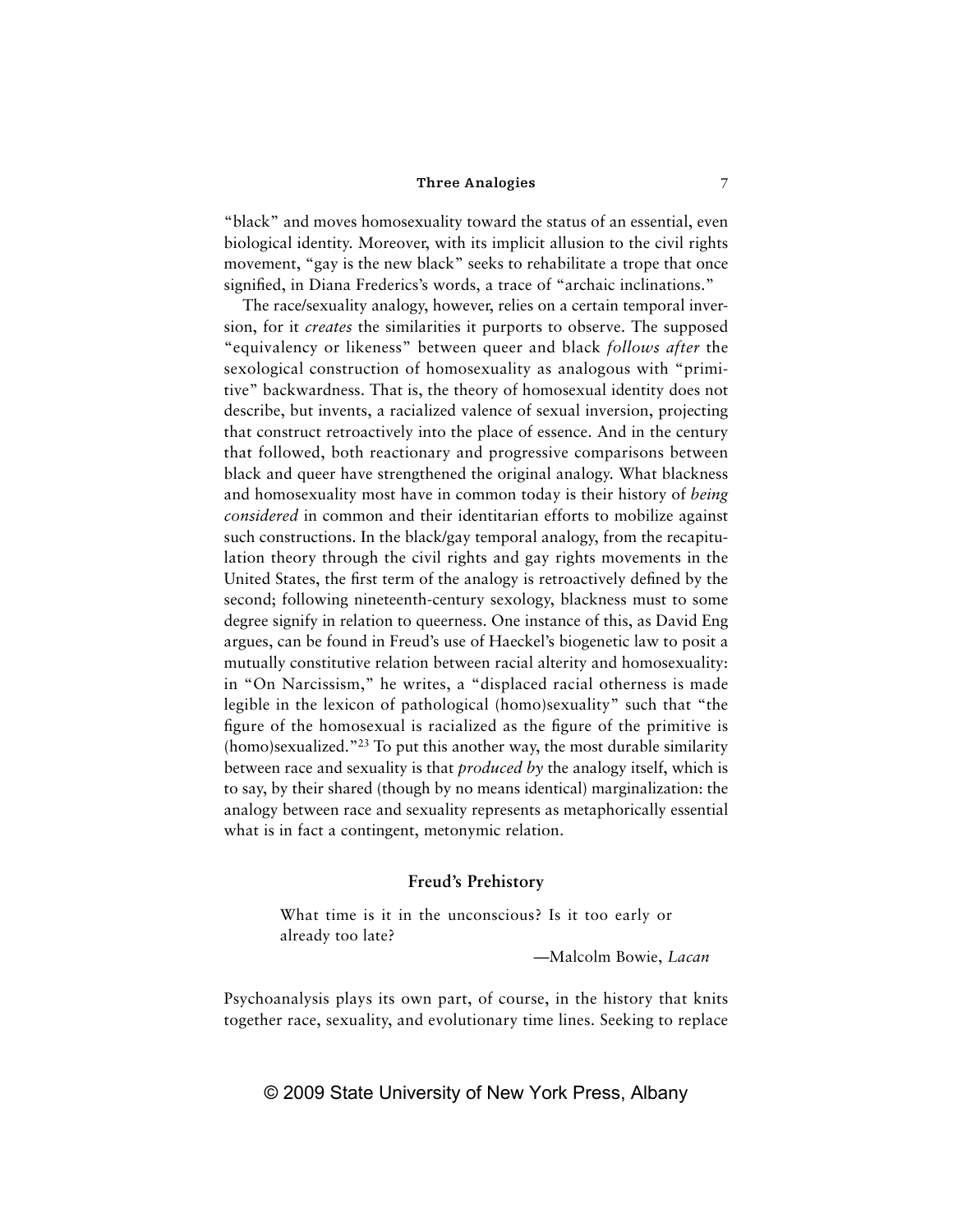"black" and moves homosexuality toward the status of an essential, even biological identity. Moreover, with its implicit allusion to the civil rights movement, "gay is the new black" seeks to rehabilitate a trope that once signified, in Diana Frederics's words, a trace of "archaic inclinations."

The race/sexuality analogy, however, relies on a certain temporal inversion, for it *creates* the similarities it purports to observe. The supposed "equivalency or likeness" between queer and black *follows after* the sexological construction of homosexuality as analogous with "primitive" backwardness. That is, the theory of homosexual identity does not describe, but invents, a racialized valence of sexual inversion, projecting that construct retroactively into the place of essence. And in the century that followed, both reactionary and progressive comparisons between black and queer have strengthened the original analogy. What blackness and homosexuality most have in common today is their history of *being considered* in common and their identitarian efforts to mobilize against such constructions. In the black/gay temporal analogy, from the recapitulation theory through the civil rights and gay rights movements in the United States, the first term of the analogy is retroactively defined by the second; following nineteenth-century sexology, blackness must to some degree signify in relation to queerness. One instance of this, as David Eng argues, can be found in Freud's use of Haeckel's biogenetic law to posit a mutually constitutive relation between racial alterity and homosexuality: in "On Narcissism," he writes, a "displaced racial otherness is made legible in the lexicon of pathological (homo)sexuality" such that "the figure of the homosexual is racialized as the figure of the primitive is (homo)sexualized."[23] To put this another way, the most durable similarity between race and sexuality is that *produced by* the analogy itself, which is to say, by their shared (though by no means identical) marginalization: the analogy between race and sexuality represents as metaphorically essential what is in fact a contingent, metonymic relation.

## Freud's Prehistory

> What time is it in the unconscious? Is it too early or already too late?
>
> —Malcolm Bowie, *Lacan*

Psychoanalysis plays its own part, of course, in the history that knits together race, sexuality, and evolutionary time lines. Seeking to replace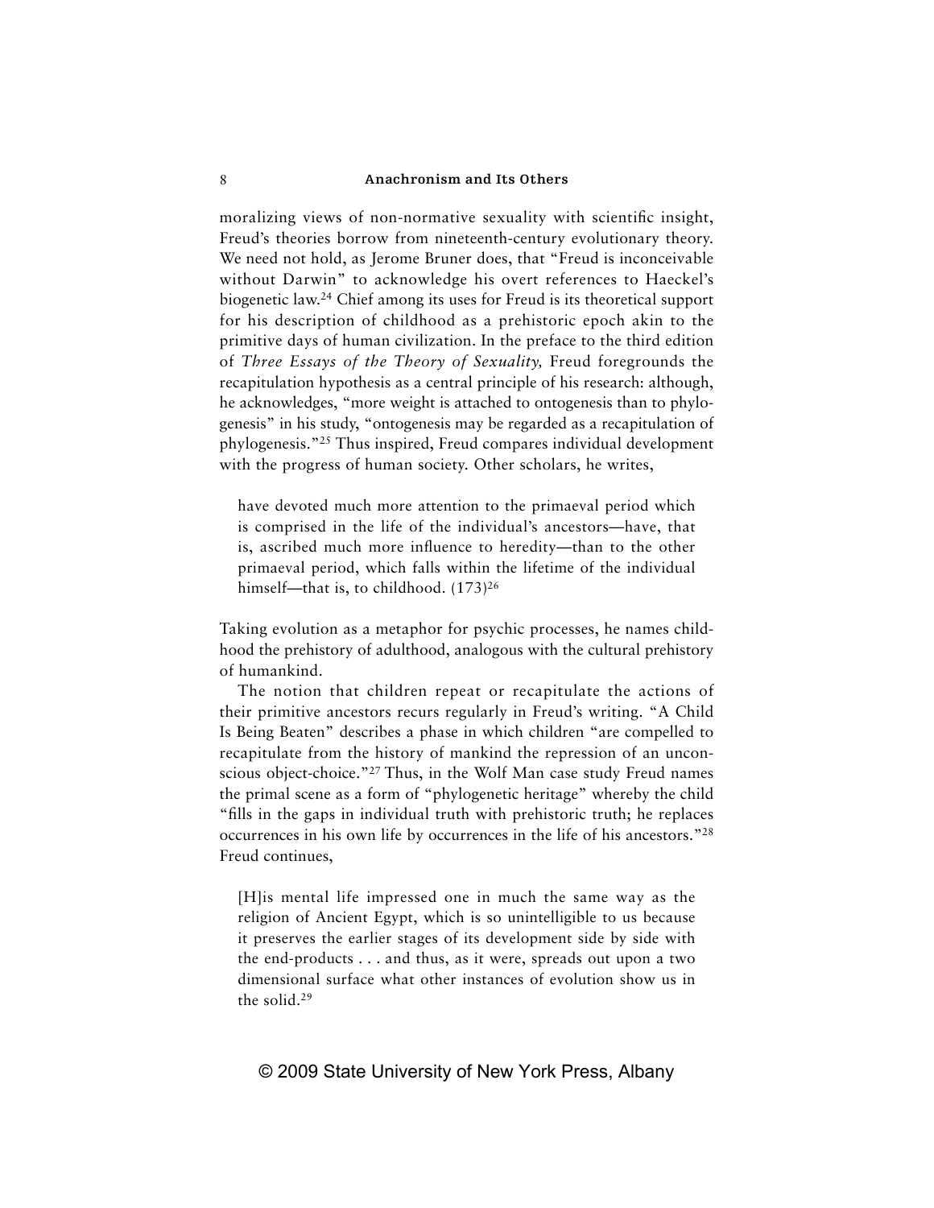moralizing views of non-normative sexuality with scientific insight, Freud's theories borrow from nineteenth-century evolutionary theory. We need not hold, as Jerome Bruner does, that "Freud is inconceivable without Darwin" to acknowledge his overt references to Haeckel's biogenetic law.[24] Chief among its uses for Freud is its theoretical support for his description of childhood as a prehistoric epoch akin to the primitive days of human civilization. In the preface to the third edition of *Three Essays of the Theory of Sexuality,* Freud foregrounds the recapitulation hypothesis as a central principle of his research: although, he acknowledges, "more weight is attached to ontogenesis than to phylogenesis" in his study, "ontogenesis may be regarded as a recapitulation of phylogenesis."[25] Thus inspired, Freud compares individual development with the progress of human society. Other scholars, he writes,

> have devoted much more attention to the primaeval period which is comprised in the life of the individual's ancestors—have, that is, ascribed much more influence to heredity—than to the other primaeval period, which falls within the lifetime of the individual himself—that is, to childhood. (173)[26]

Taking evolution as a metaphor for psychic processes, he names childhood the prehistory of adulthood, analogous with the cultural prehistory of humankind.

The notion that children repeat or recapitulate the actions of their primitive ancestors recurs regularly in Freud's writing. "A Child Is Being Beaten" describes a phase in which children "are compelled to recapitulate from the history of mankind the repression of an unconscious object-choice."[27] Thus, in the Wolf Man case study Freud names the primal scene as a form of "phylogenetic heritage" whereby the child "fills in the gaps in individual truth with prehistoric truth; he replaces occurrences in his own life by occurrences in the life of his ancestors."[28] Freud continues,

> [H]is mental life impressed one in much the same way as the religion of Ancient Egypt, which is so unintelligible to us because it preserves the earlier stages of its development side by side with the end-products . . . and thus, as it were, spreads out upon a two dimensional surface what other instances of evolution show us in the solid.[29]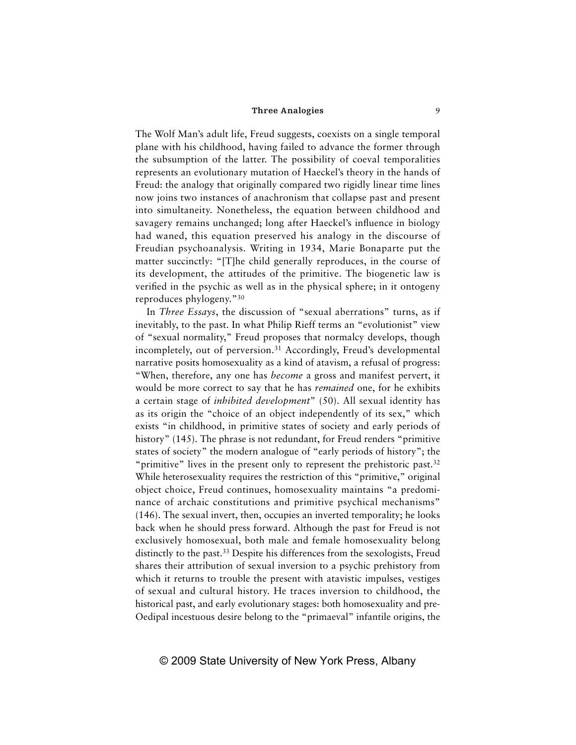The Wolf Man's adult life, Freud suggests, coexists on a single temporal plane with his childhood, having failed to advance the former through the subsumption of the latter. The possibility of coeval temporalities represents an evolutionary mutation of Haeckel's theory in the hands of Freud: the analogy that originally compared two rigidly linear time lines now joins two instances of anachronism that collapse past and present into simultaneity. Nonetheless, the equation between childhood and savagery remains unchanged; long after Haeckel's influence in biology had waned, this equation preserved his analogy in the discourse of Freudian psychoanalysis. Writing in 1934, Marie Bonaparte put the matter succinctly: "[T]he child generally reproduces, in the course of its development, the attitudes of the primitive. The biogenetic law is verified in the psychic as well as in the physical sphere; in it ontogeny reproduces phylogeny."[30]

In *Three Essays*, the discussion of "sexual aberrations" turns, as if inevitably, to the past. In what Philip Rieff terms an "evolutionist" view of "sexual normality," Freud proposes that normalcy develops, though incompletely, out of perversion.[31] Accordingly, Freud's developmental narrative posits homosexuality as a kind of atavism, a refusal of progress: "When, therefore, any one has *become* a gross and manifest pervert, it would be more correct to say that he has *remained* one, for he exhibits a certain stage of *inhibited development*" (50). All sexual identity has as its origin the "choice of an object independently of its sex," which exists "in childhood, in primitive states of society and early periods of history" (145). The phrase is not redundant, for Freud renders "primitive states of society" the modern analogue of "early periods of history"; the "primitive" lives in the present only to represent the prehistoric past.[32] While heterosexuality requires the restriction of this "primitive," original object choice, Freud continues, homosexuality maintains "a predominance of archaic constitutions and primitive psychical mechanisms" (146). The sexual invert, then, occupies an inverted temporality; he looks back when he should press forward. Although the past for Freud is not exclusively homosexual, both male and female homosexuality belong distinctly to the past.[33] Despite his differences from the sexologists, Freud shares their attribution of sexual inversion to a psychic prehistory from which it returns to trouble the present with atavistic impulses, vestiges of sexual and cultural history. He traces inversion to childhood, the historical past, and early evolutionary stages: both homosexuality and pre-Oedipal incestuous desire belong to the "primaeval" infantile origins, the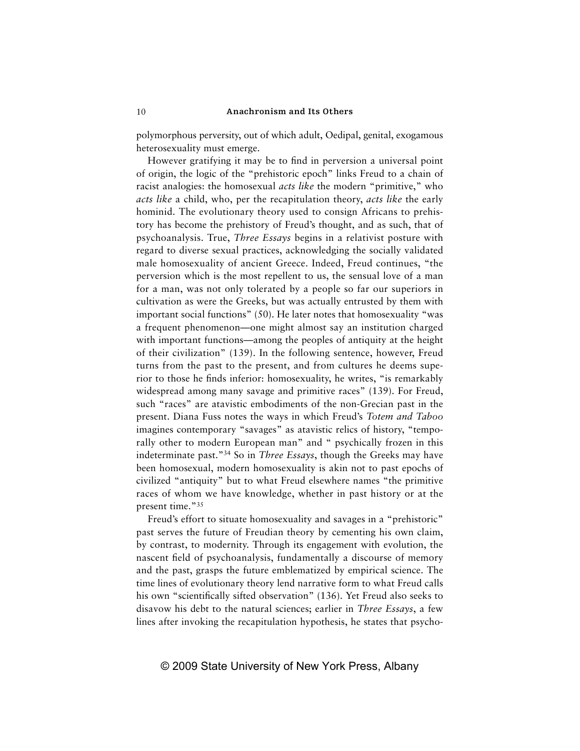polymorphous perversity, out of which adult, Oedipal, genital, exogamous heterosexuality must emerge.

However gratifying it may be to find in perversion a universal point of origin, the logic of the "prehistoric epoch" links Freud to a chain of racist analogies: the homosexual *acts like* the modern "primitive," who *acts like* a child, who, per the recapitulation theory, *acts like* the early hominid. The evolutionary theory used to consign Africans to prehistory has become the prehistory of Freud's thought, and as such, that of psychoanalysis. True, *Three Essays* begins in a relativist posture with regard to diverse sexual practices, acknowledging the socially validated male homosexuality of ancient Greece. Indeed, Freud continues, "the perversion which is the most repellent to us, the sensual love of a man for a man, was not only tolerated by a people so far our superiors in cultivation as were the Greeks, but was actually entrusted by them with important social functions" (50). He later notes that homosexuality "was a frequent phenomenon—one might almost say an institution charged with important functions—among the peoples of antiquity at the height of their civilization" (139). In the following sentence, however, Freud turns from the past to the present, and from cultures he deems superior to those he finds inferior: homosexuality, he writes, "is remarkably widespread among many savage and primitive races" (139). For Freud, such "races" are atavistic embodiments of the non-Grecian past in the present. Diana Fuss notes the ways in which Freud's *Totem and Taboo* imagines contemporary "savages" as atavistic relics of history, "temporally other to modern European man" and " psychically frozen in this indeterminate past."[34] So in *Three Essays*, though the Greeks may have been homosexual, modern homosexuality is akin not to past epochs of civilized "antiquity" but to what Freud elsewhere names "the primitive races of whom we have knowledge, whether in past history or at the present time."[35]

Freud's effort to situate homosexuality and savages in a "prehistoric" past serves the future of Freudian theory by cementing his own claim, by contrast, to modernity. Through its engagement with evolution, the nascent field of psychoanalysis, fundamentally a discourse of memory and the past, grasps the future emblematized by empirical science. The time lines of evolutionary theory lend narrative form to what Freud calls his own "scientifically sifted observation" (136). Yet Freud also seeks to disavow his debt to the natural sciences; earlier in *Three Essays*, a few lines after invoking the recapitulation hypothesis, he states that psycho-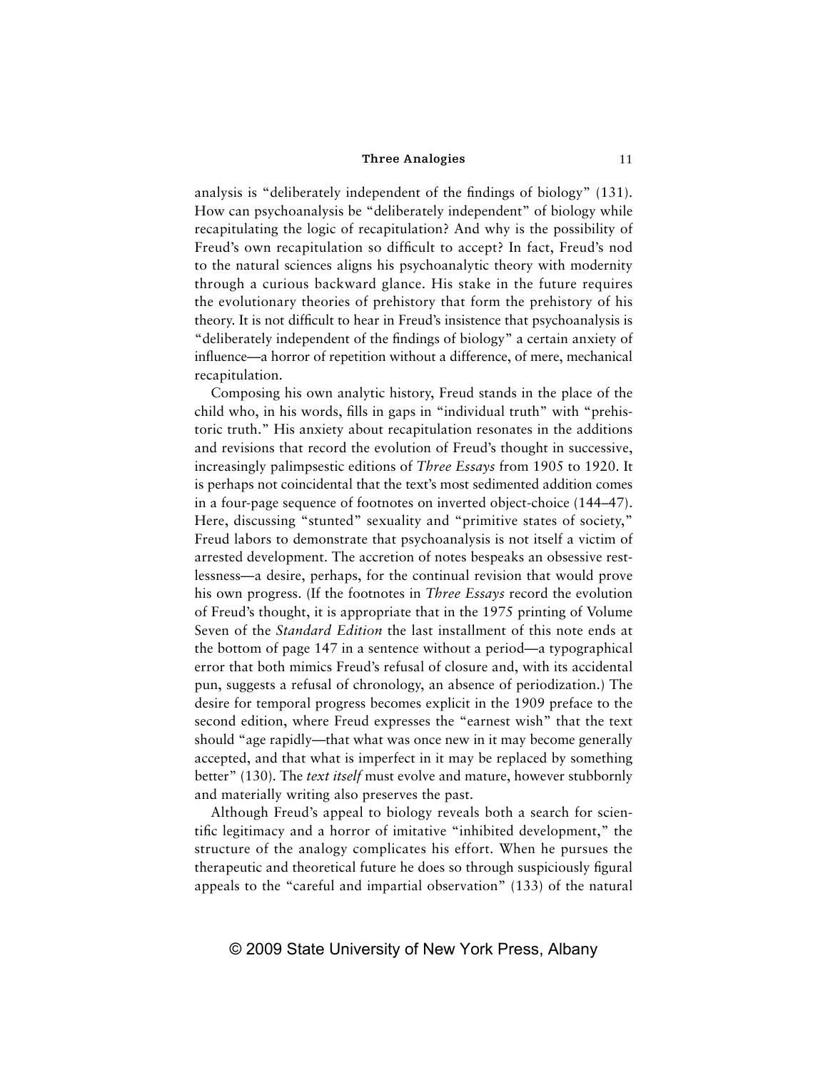analysis is "deliberately independent of the findings of biology" (131). How can psychoanalysis be "deliberately independent" of biology while recapitulating the logic of recapitulation? And why is the possibility of Freud's own recapitulation so difficult to accept? In fact, Freud's nod to the natural sciences aligns his psychoanalytic theory with modernity through a curious backward glance. His stake in the future requires the evolutionary theories of prehistory that form the prehistory of his theory. It is not difficult to hear in Freud's insistence that psychoanalysis is "deliberately independent of the findings of biology" a certain anxiety of influence—a horror of repetition without a difference, of mere, mechanical recapitulation.

Composing his own analytic history, Freud stands in the place of the child who, in his words, fills in gaps in "individual truth" with "prehistoric truth." His anxiety about recapitulation resonates in the additions and revisions that record the evolution of Freud's thought in successive, increasingly palimpsestic editions of *Three Essays* from 1905 to 1920. It is perhaps not coincidental that the text's most sedimented addition comes in a four-page sequence of footnotes on inverted object-choice (144–47). Here, discussing "stunted" sexuality and "primitive states of society," Freud labors to demonstrate that psychoanalysis is not itself a victim of arrested development. The accretion of notes bespeaks an obsessive restlessness—a desire, perhaps, for the continual revision that would prove his own progress. (If the footnotes in *Three Essays* record the evolution of Freud's thought, it is appropriate that in the 1975 printing of Volume Seven of the *Standard Edition* the last installment of this note ends at the bottom of page 147 in a sentence without a period—a typographical error that both mimics Freud's refusal of closure and, with its accidental pun, suggests a refusal of chronology, an absence of periodization.) The desire for temporal progress becomes explicit in the 1909 preface to the second edition, where Freud expresses the "earnest wish" that the text should "age rapidly—that what was once new in it may become generally accepted, and that what is imperfect in it may be replaced by something better" (130). The *text itself* must evolve and mature, however stubbornly and materially writing also preserves the past.

Although Freud's appeal to biology reveals both a search for scientific legitimacy and a horror of imitative "inhibited development," the structure of the analogy complicates his effort. When he pursues the therapeutic and theoretical future he does so through suspiciously figural appeals to the "careful and impartial observation" (133) of the natural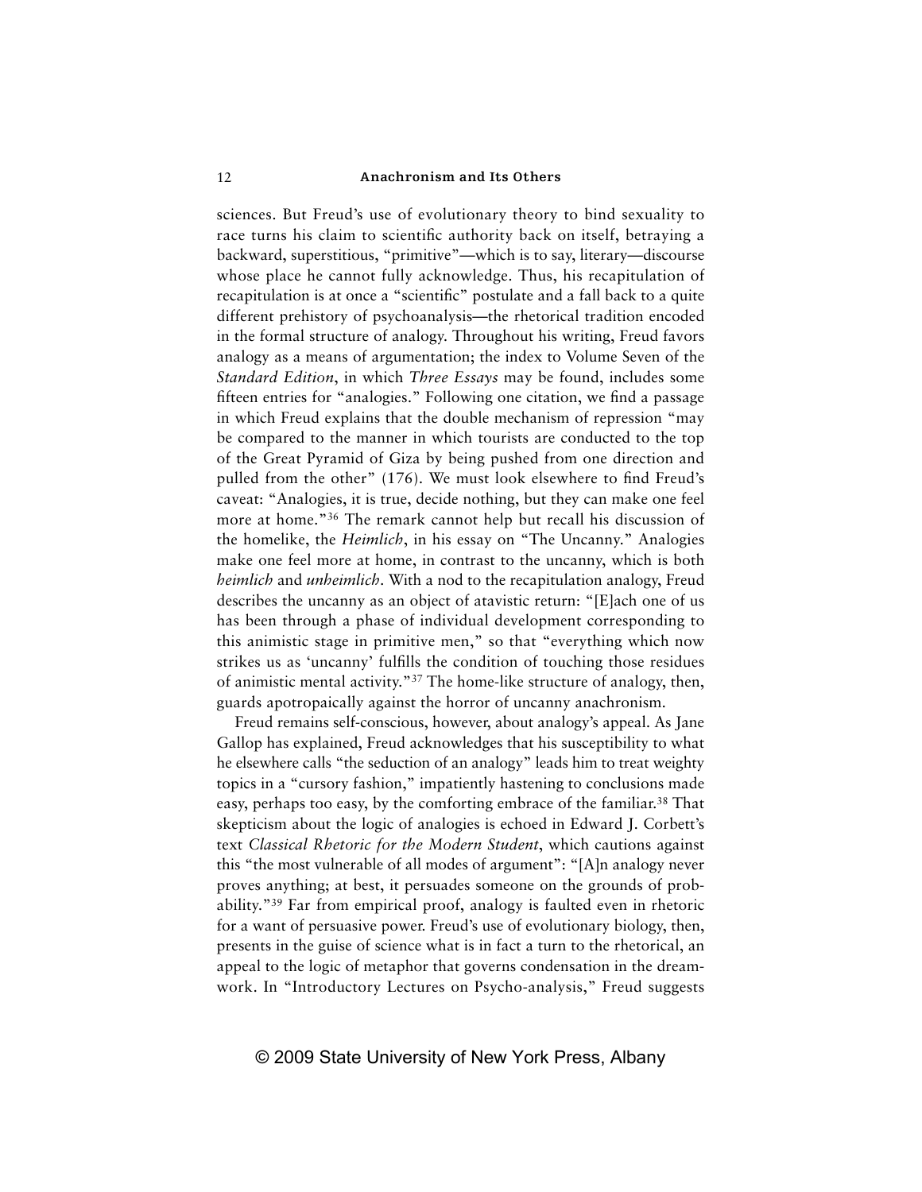sciences. But Freud's use of evolutionary theory to bind sexuality to race turns his claim to scientific authority back on itself, betraying a backward, superstitious, "primitive"—which is to say, literary—discourse whose place he cannot fully acknowledge. Thus, his recapitulation of recapitulation is at once a "scientific" postulate and a fall back to a quite different prehistory of psychoanalysis—the rhetorical tradition encoded in the formal structure of analogy. Throughout his writing, Freud favors analogy as a means of argumentation; the index to Volume Seven of the *Standard Edition*, in which *Three Essays* may be found, includes some fifteen entries for "analogies." Following one citation, we find a passage in which Freud explains that the double mechanism of repression "may be compared to the manner in which tourists are conducted to the top of the Great Pyramid of Giza by being pushed from one direction and pulled from the other" (176). We must look elsewhere to find Freud's caveat: "Analogies, it is true, decide nothing, but they can make one feel more at home."[36] The remark cannot help but recall his discussion of the homelike, the *Heimlich*, in his essay on "The Uncanny." Analogies make one feel more at home, in contrast to the uncanny, which is both *heimlich* and *unheimlich*. With a nod to the recapitulation analogy, Freud describes the uncanny as an object of atavistic return: "[E]ach one of us has been through a phase of individual development corresponding to this animistic stage in primitive men," so that "everything which now strikes us as 'uncanny' fulfills the condition of touching those residues of animistic mental activity."[37] The home-like structure of analogy, then, guards apotropaically against the horror of uncanny anachronism.

Freud remains self-conscious, however, about analogy's appeal. As Jane Gallop has explained, Freud acknowledges that his susceptibility to what he elsewhere calls "the seduction of an analogy" leads him to treat weighty topics in a "cursory fashion," impatiently hastening to conclusions made easy, perhaps too easy, by the comforting embrace of the familiar.[38] That skepticism about the logic of analogies is echoed in Edward J. Corbett's text *Classical Rhetoric for the Modern Student*, which cautions against this "the most vulnerable of all modes of argument": "[A]n analogy never proves anything; at best, it persuades someone on the grounds of probability."[39] Far from empirical proof, analogy is faulted even in rhetoric for a want of persuasive power. Freud's use of evolutionary biology, then, presents in the guise of science what is in fact a turn to the rhetorical, an appeal to the logic of metaphor that governs condensation in the dream-work. In "Introductory Lectures on Psycho-analysis," Freud suggests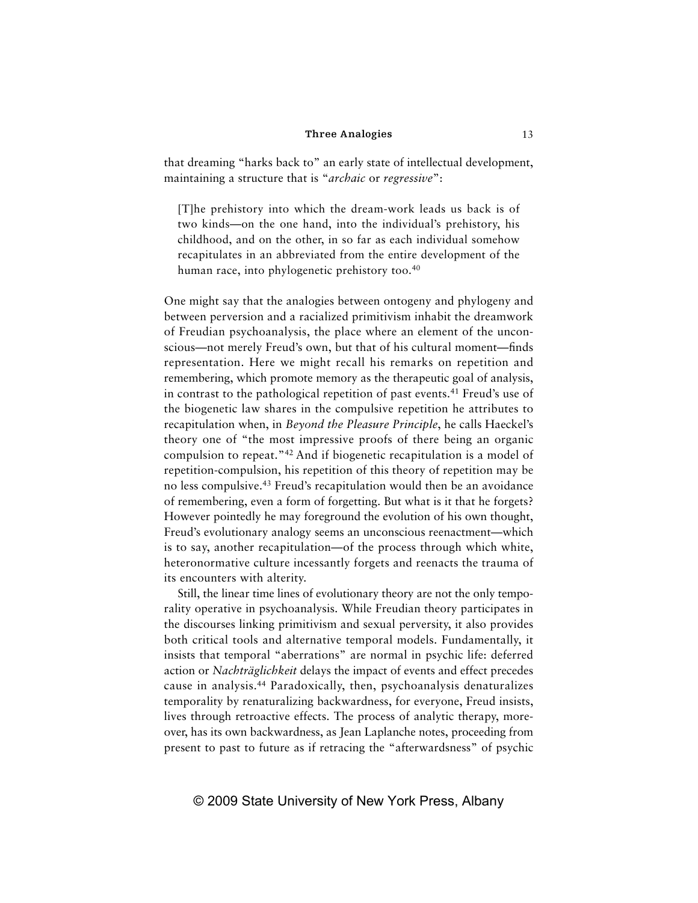that dreaming "harks back to" an early state of intellectual development, maintaining a structure that is "*archaic* or *regressive*":

> [T]he prehistory into which the dream-work leads us back is of two kinds—on the one hand, into the individual's prehistory, his childhood, and on the other, in so far as each individual somehow recapitulates in an abbreviated from the entire development of the human race, into phylogenetic prehistory too.[40]

One might say that the analogies between ontogeny and phylogeny and between perversion and a racialized primitivism inhabit the dreamwork of Freudian psychoanalysis, the place where an element of the unconscious—not merely Freud's own, but that of his cultural moment—finds representation. Here we might recall his remarks on repetition and remembering, which promote memory as the therapeutic goal of analysis, in contrast to the pathological repetition of past events.[41] Freud's use of the biogenetic law shares in the compulsive repetition he attributes to recapitulation when, in *Beyond the Pleasure Principle*, he calls Haeckel's theory one of "the most impressive proofs of there being an organic compulsion to repeat."[42] And if biogenetic recapitulation is a model of repetition-compulsion, his repetition of this theory of repetition may be no less compulsive.[43] Freud's recapitulation would then be an avoidance of remembering, even a form of forgetting. But what is it that he forgets? However pointedly he may foreground the evolution of his own thought, Freud's evolutionary analogy seems an unconscious reenactment—which is to say, another recapitulation—of the process through which white, heteronormative culture incessantly forgets and reenacts the trauma of its encounters with alterity.

Still, the linear time lines of evolutionary theory are not the only temporality operative in psychoanalysis. While Freudian theory participates in the discourses linking primitivism and sexual perversity, it also provides both critical tools and alternative temporal models. Fundamentally, it insists that temporal "aberrations" are normal in psychic life: deferred action or *Nachträglichkeit* delays the impact of events and effect precedes cause in analysis.[44] Paradoxically, then, psychoanalysis denaturalizes temporality by renaturalizing backwardness, for everyone, Freud insists, lives through retroactive effects. The process of analytic therapy, moreover, has its own backwardness, as Jean Laplanche notes, proceeding from present to past to future as if retracing the "afterwardsness" of psychic

© 2009 State University of New York Press, Albany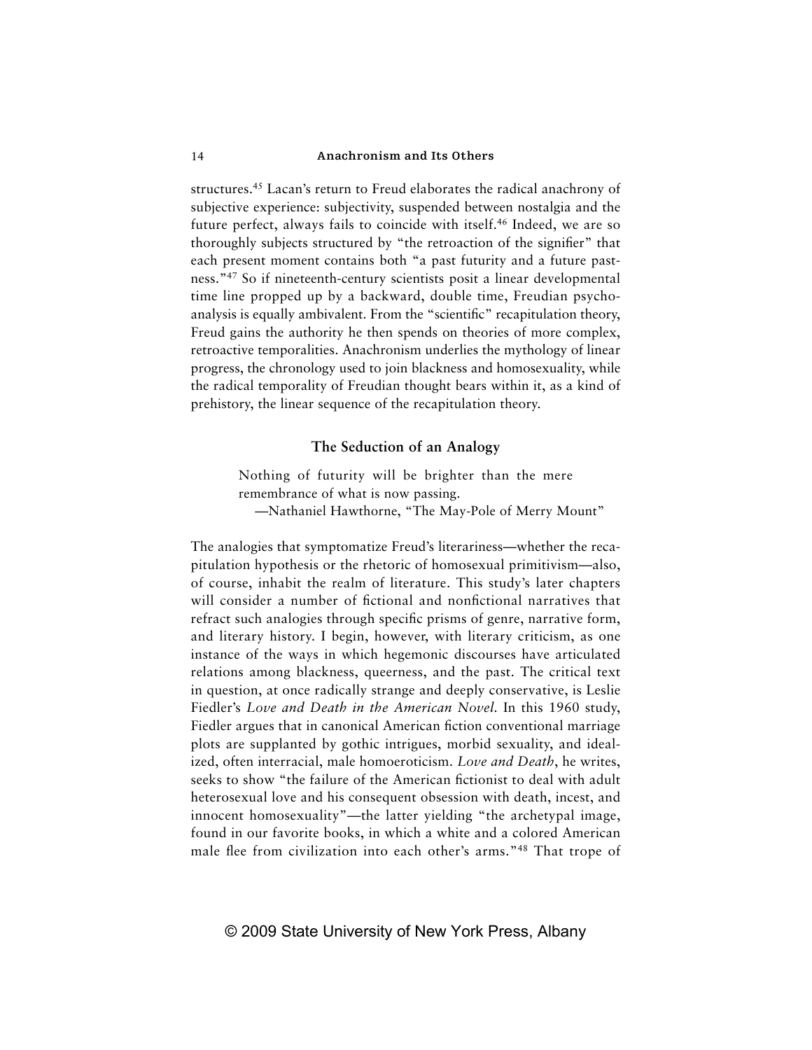structures.[45] Lacan's return to Freud elaborates the radical anachrony of subjective experience: subjectivity, suspended between nostalgia and the future perfect, always fails to coincide with itself.[46] Indeed, we are so thoroughly subjects structured by "the retroaction of the signifier" that each present moment contains both "a past futurity and a future pastness."[47] So if nineteenth-century scientists posit a linear developmental time line propped up by a backward, double time, Freudian psychoanalysis is equally ambivalent. From the "scientific" recapitulation theory, Freud gains the authority he then spends on theories of more complex, retroactive temporalities. Anachronism underlies the mythology of linear progress, the chronology used to join blackness and homosexuality, while the radical temporality of Freudian thought bears within it, as a kind of prehistory, the linear sequence of the recapitulation theory.

## The Seduction of an Analogy

> Nothing of futurity will be brighter than the mere remembrance of what is now passing.
>
> —Nathaniel Hawthorne, "The May-Pole of Merry Mount"

The analogies that symptomatize Freud's literariness—whether the recapitulation hypothesis or the rhetoric of homosexual primitivism—also, of course, inhabit the realm of literature. This study's later chapters will consider a number of fictional and nonfictional narratives that refract such analogies through specific prisms of genre, narrative form, and literary history. I begin, however, with literary criticism, as one instance of the ways in which hegemonic discourses have articulated relations among blackness, queerness, and the past. The critical text in question, at once radically strange and deeply conservative, is Leslie Fiedler's *Love and Death in the American Novel*. In this 1960 study, Fiedler argues that in canonical American fiction conventional marriage plots are supplanted by gothic intrigues, morbid sexuality, and idealized, often interracial, male homoeroticism. *Love and Death*, he writes, seeks to show "the failure of the American fictionist to deal with adult heterosexual love and his consequent obsession with death, incest, and innocent homosexuality"—the latter yielding "the archetypal image, found in our favorite books, in which a white and a colored American male flee from civilization into each other's arms."[48] That trope of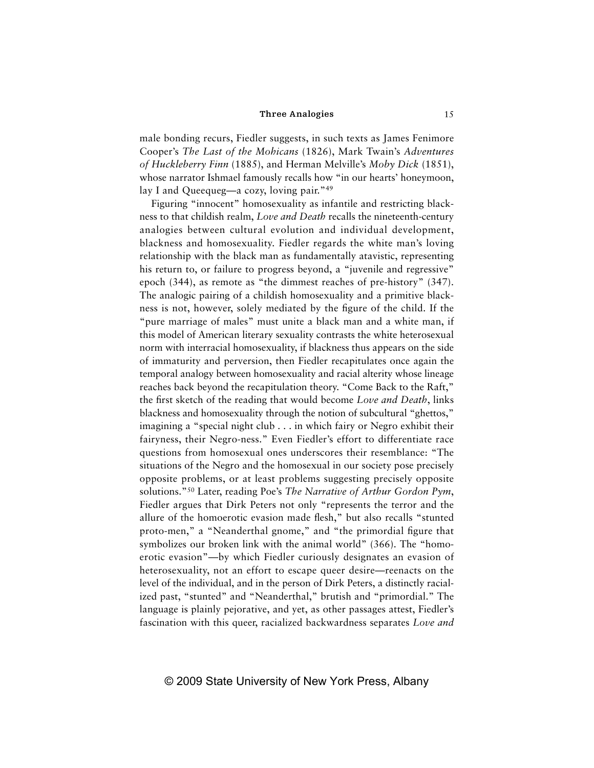male bonding recurs, Fiedler suggests, in such texts as James Fenimore Cooper's *The Last of the Mohicans* (1826), Mark Twain's *Adventures of Huckleberry Finn* (1885), and Herman Melville's *Moby Dick* (1851), whose narrator Ishmael famously recalls how "in our hearts' honeymoon, lay I and Queequeg—a cozy, loving pair."[49]

Figuring "innocent" homosexuality as infantile and restricting blackness to that childish realm, *Love and Death* recalls the nineteenth-century analogies between cultural evolution and individual development, blackness and homosexuality. Fiedler regards the white man's loving relationship with the black man as fundamentally atavistic, representing his return to, or failure to progress beyond, a "juvenile and regressive" epoch (344), as remote as "the dimmest reaches of pre-history" (347). The analogic pairing of a childish homosexuality and a primitive blackness is not, however, solely mediated by the figure of the child. If the "pure marriage of males" must unite a black man and a white man, if this model of American literary sexuality contrasts the white heterosexual norm with interracial homosexuality, if blackness thus appears on the side of immaturity and perversion, then Fiedler recapitulates once again the temporal analogy between homosexuality and racial alterity whose lineage reaches back beyond the recapitulation theory. "Come Back to the Raft," the first sketch of the reading that would become *Love and Death*, links blackness and homosexuality through the notion of subcultural "ghettos," imagining a "special night club . . . in which fairy or Negro exhibit their fairyness, their Negro-ness." Even Fiedler's effort to differentiate race questions from homosexual ones underscores their resemblance: "The situations of the Negro and the homosexual in our society pose precisely opposite problems, or at least problems suggesting precisely opposite solutions."[50] Later, reading Poe's *The Narrative of Arthur Gordon Pym*, Fiedler argues that Dirk Peters not only "represents the terror and the allure of the homoerotic evasion made flesh," but also recalls "stunted proto-men," a "Neanderthal gnome," and "the primordial figure that symbolizes our broken link with the animal world" (366). The "homoerotic evasion"—by which Fiedler curiously designates an evasion of heterosexuality, not an effort to escape queer desire—reenacts on the level of the individual, and in the person of Dirk Peters, a distinctly racialized past, "stunted" and "Neanderthal," brutish and "primordial." The language is plainly pejorative, and yet, as other passages attest, Fiedler's fascination with this queer, racialized backwardness separates *Love and*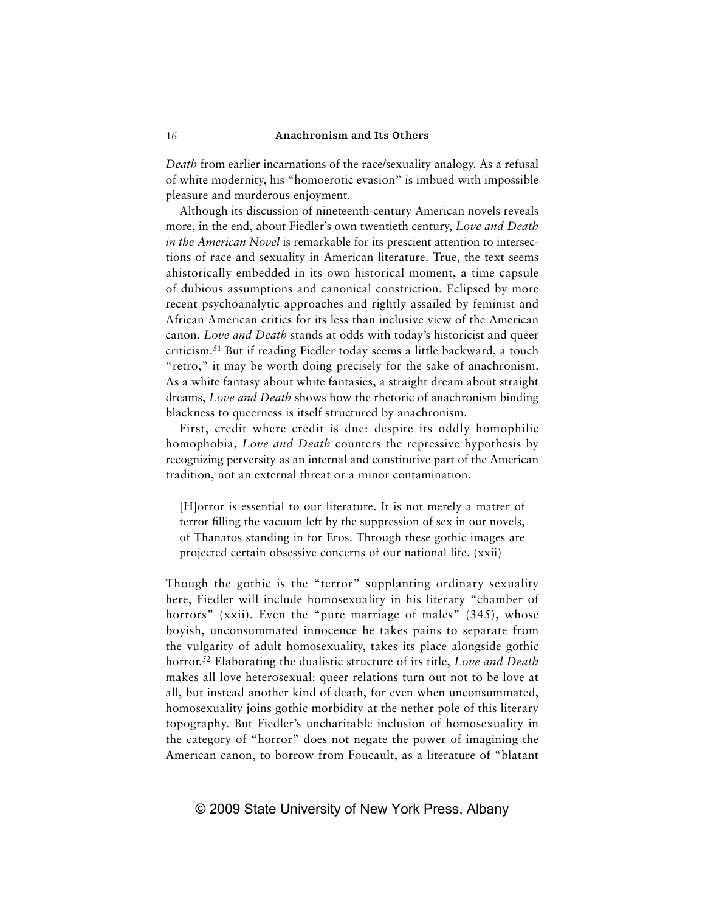*Death* from earlier incarnations of the race/sexuality analogy. As a refusal of white modernity, his "homoerotic evasion" is imbued with impossible pleasure and murderous enjoyment.

Although its discussion of nineteenth-century American novels reveals more, in the end, about Fiedler's own twentieth century, *Love and Death in the American Novel* is remarkable for its prescient attention to intersections of race and sexuality in American literature. True, the text seems ahistorically embedded in its own historical moment, a time capsule of dubious assumptions and canonical constriction. Eclipsed by more recent psychoanalytic approaches and rightly assailed by feminist and African American critics for its less than inclusive view of the American canon, *Love and Death* stands at odds with today's historicist and queer criticism.[51] But if reading Fiedler today seems a little backward, a touch "retro," it may be worth doing precisely for the sake of anachronism. As a white fantasy about white fantasies, a straight dream about straight dreams, *Love and Death* shows how the rhetoric of anachronism binding blackness to queerness is itself structured by anachronism.

First, credit where credit is due: despite its oddly homophilic homophobia, *Love and Death* counters the repressive hypothesis by recognizing perversity as an internal and constitutive part of the American tradition, not an external threat or a minor contamination.

> [H]orror is essential to our literature. It is not merely a matter of terror filling the vacuum left by the suppression of sex in our novels, of Thanatos standing in for Eros. Through these gothic images are projected certain obsessive concerns of our national life. (xxii)

Though the gothic is the "terror" supplanting ordinary sexuality here, Fiedler will include homosexuality in his literary "chamber of horrors" (xxii). Even the "pure marriage of males" (345), whose boyish, unconsummated innocence he takes pains to separate from the vulgarity of adult homosexuality, takes its place alongside gothic horror.[52] Elaborating the dualistic structure of its title, *Love and Death* makes all love heterosexual: queer relations turn out not to be love at all, but instead another kind of death, for even when unconsummated, homosexuality joins gothic morbidity at the nether pole of this literary topography. But Fiedler's uncharitable inclusion of homosexuality in the category of "horror" does not negate the power of imagining the American canon, to borrow from Foucault, as a literature of "blatant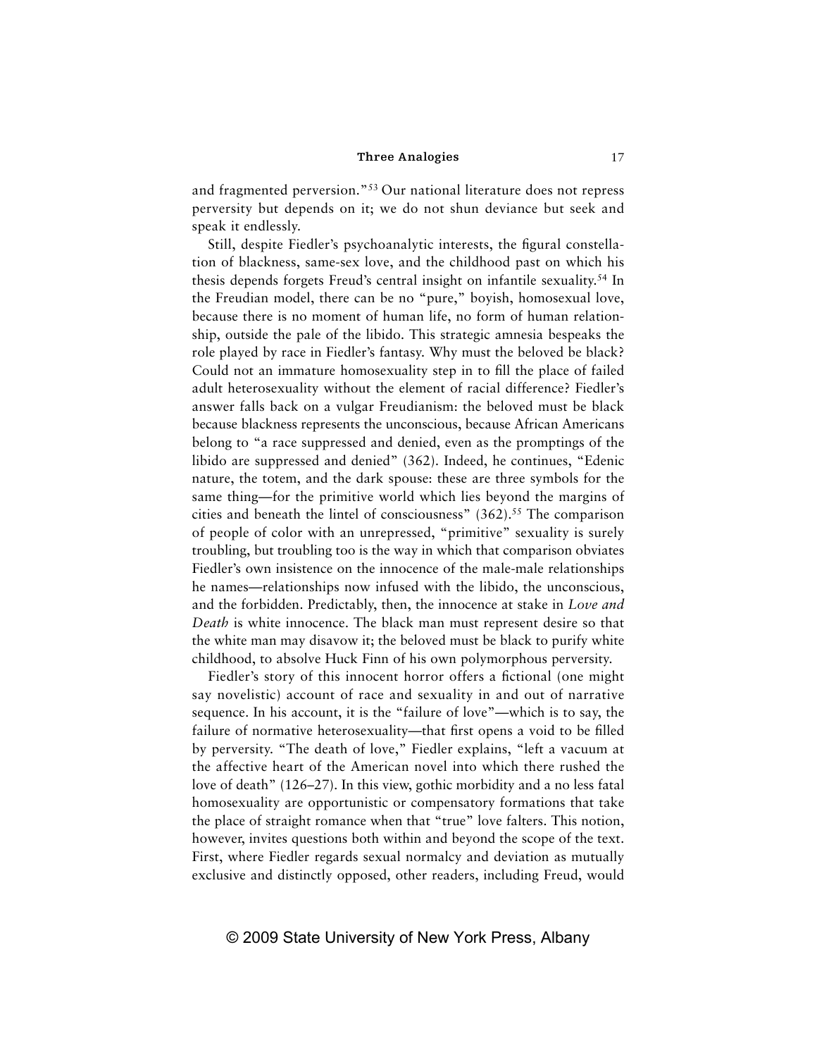and fragmented perversion."[53] Our national literature does not repress perversity but depends on it; we do not shun deviance but seek and speak it endlessly.

Still, despite Fiedler's psychoanalytic interests, the figural constellation of blackness, same-sex love, and the childhood past on which his thesis depends forgets Freud's central insight on infantile sexuality.[54] In the Freudian model, there can be no "pure," boyish, homosexual love, because there is no moment of human life, no form of human relationship, outside the pale of the libido. This strategic amnesia bespeaks the role played by race in Fiedler's fantasy. Why must the beloved be black? Could not an immature homosexuality step in to fill the place of failed adult heterosexuality without the element of racial difference? Fiedler's answer falls back on a vulgar Freudianism: the beloved must be black because blackness represents the unconscious, because African Americans belong to "a race suppressed and denied, even as the promptings of the libido are suppressed and denied" (362). Indeed, he continues, "Edenic nature, the totem, and the dark spouse: these are three symbols for the same thing—for the primitive world which lies beyond the margins of cities and beneath the lintel of consciousness" (362).[55] The comparison of people of color with an unrepressed, "primitive" sexuality is surely troubling, but troubling too is the way in which that comparison obviates Fiedler's own insistence on the innocence of the male-male relationships he names—relationships now infused with the libido, the unconscious, and the forbidden. Predictably, then, the innocence at stake in *Love and Death* is white innocence. The black man must represent desire so that the white man may disavow it; the beloved must be black to purify white childhood, to absolve Huck Finn of his own polymorphous perversity.

Fiedler's story of this innocent horror offers a fictional (one might say novelistic) account of race and sexuality in and out of narrative sequence. In his account, it is the "failure of love"—which is to say, the failure of normative heterosexuality—that first opens a void to be filled by perversity. "The death of love," Fiedler explains, "left a vacuum at the affective heart of the American novel into which there rushed the love of death" (126–27). In this view, gothic morbidity and a no less fatal homosexuality are opportunistic or compensatory formations that take the place of straight romance when that "true" love falters. This notion, however, invites questions both within and beyond the scope of the text. First, where Fiedler regards sexual normalcy and deviation as mutually exclusive and distinctly opposed, other readers, including Freud, would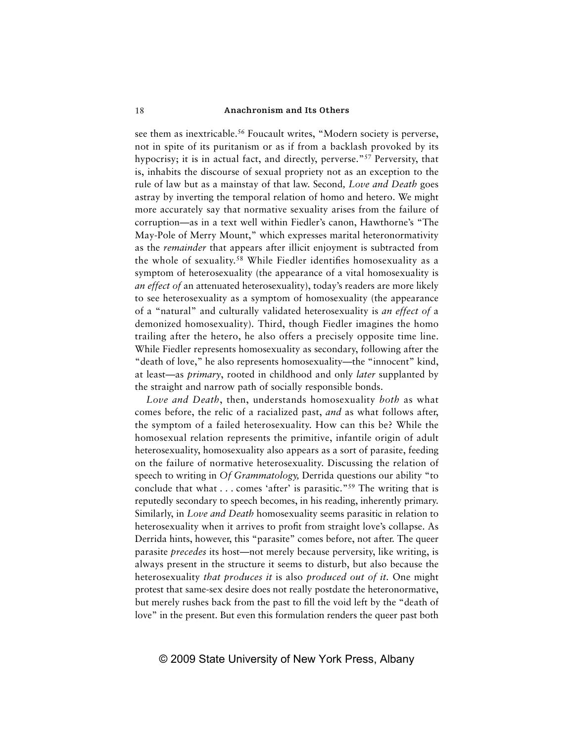see them as inextricable.[56] Foucault writes, "Modern society is perverse, not in spite of its puritanism or as if from a backlash provoked by its hypocrisy; it is in actual fact, and directly, perverse."[57] Perversity, that is, inhabits the discourse of sexual propriety not as an exception to the rule of law but as a mainstay of that law. Second, *Love and Death* goes astray by inverting the temporal relation of homo and hetero. We might more accurately say that normative sexuality arises from the failure of corruption—as in a text well within Fiedler's canon, Hawthorne's "The May-Pole of Merry Mount," which expresses marital heteronormativity as the *remainder* that appears after illicit enjoyment is subtracted from the whole of sexuality.[58] While Fiedler identifies homosexuality as a symptom of heterosexuality (the appearance of a vital homosexuality is *an effect of* an attenuated heterosexuality), today's readers are more likely to see heterosexuality as a symptom of homosexuality (the appearance of a "natural" and culturally validated heterosexuality is *an effect of* a demonized homosexuality). Third, though Fiedler imagines the homo trailing after the hetero, he also offers a precisely opposite time line. While Fiedler represents homosexuality as secondary, following after the "death of love," he also represents homosexuality—the "innocent" kind, at least—as *primary*, rooted in childhood and only *later* supplanted by the straight and narrow path of socially responsible bonds.

*Love and Death*, then, understands homosexuality *both* as what comes before, the relic of a racialized past, *and* as what follows after, the symptom of a failed heterosexuality. How can this be? While the homosexual relation represents the primitive, infantile origin of adult heterosexuality, homosexuality also appears as a sort of parasite, feeding on the failure of normative heterosexuality. Discussing the relation of speech to writing in *Of Grammatology,* Derrida questions our ability "to conclude that what . . . comes 'after' is parasitic."[59] The writing that is reputedly secondary to speech becomes, in his reading, inherently primary. Similarly, in *Love and Death* homosexuality seems parasitic in relation to heterosexuality when it arrives to profit from straight love's collapse. As Derrida hints, however, this "parasite" comes before, not after. The queer parasite *precedes* its host—not merely because perversity, like writing, is always present in the structure it seems to disturb, but also because the heterosexuality *that produces it* is also *produced out of it.* One might protest that same-sex desire does not really postdate the heteronormative, but merely rushes back from the past to fill the void left by the "death of love" in the present. But even this formulation renders the queer past both

© 2009 State University of New York Press, Albany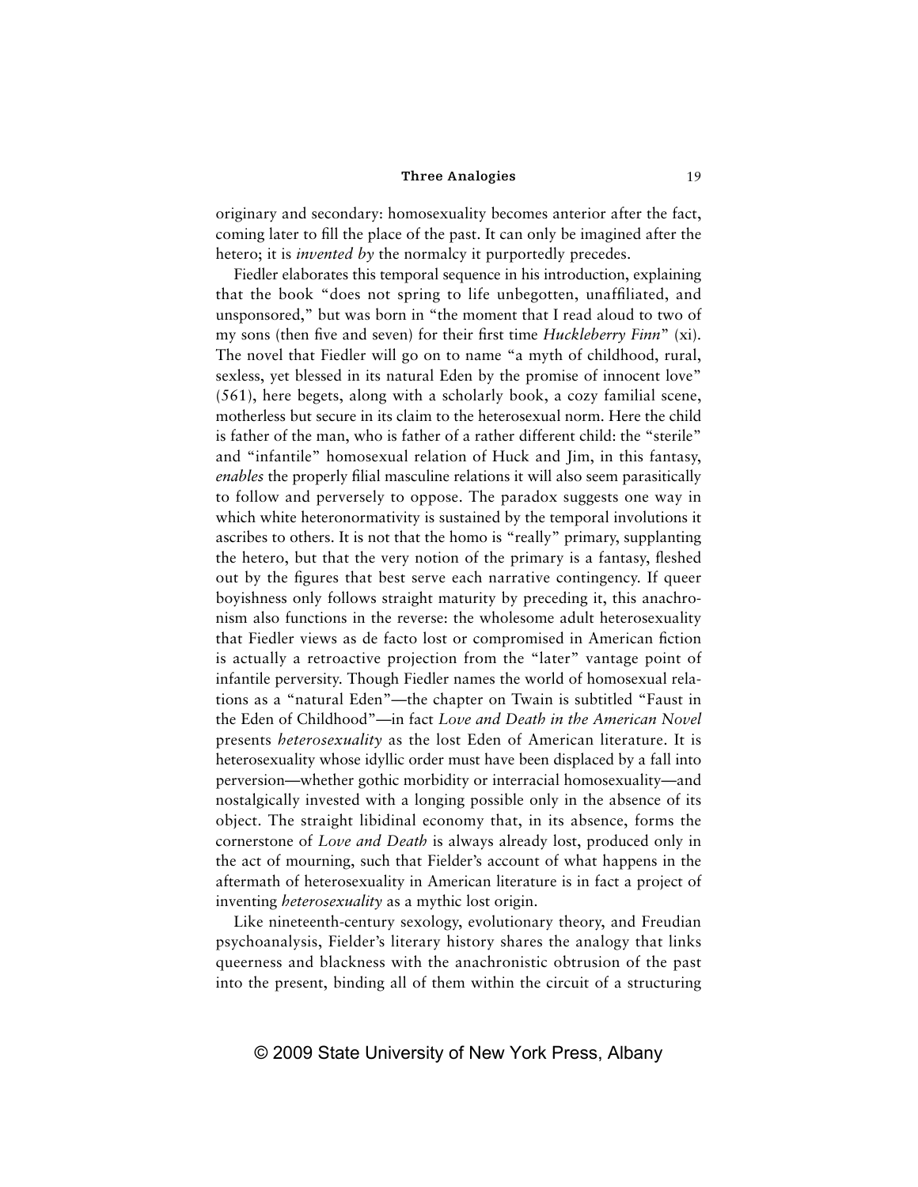originary and secondary: homosexuality becomes anterior after the fact, coming later to fill the place of the past. It can only be imagined after the hetero; it is *invented by* the normalcy it purportedly precedes.

Fiedler elaborates this temporal sequence in his introduction, explaining that the book "does not spring to life unbegotten, unaffiliated, and unsponsored," but was born in "the moment that I read aloud to two of my sons (then five and seven) for their first time *Huckleberry Finn*" (xi). The novel that Fiedler will go on to name "a myth of childhood, rural, sexless, yet blessed in its natural Eden by the promise of innocent love" (561), here begets, along with a scholarly book, a cozy familial scene, motherless but secure in its claim to the heterosexual norm. Here the child is father of the man, who is father of a rather different child: the "sterile" and "infantile" homosexual relation of Huck and Jim, in this fantasy, *enables* the properly filial masculine relations it will also seem parasitically to follow and perversely to oppose. The paradox suggests one way in which white heteronormativity is sustained by the temporal involutions it ascribes to others. It is not that the homo is "really" primary, supplanting the hetero, but that the very notion of the primary is a fantasy, fleshed out by the figures that best serve each narrative contingency. If queer boyishness only follows straight maturity by preceding it, this anachronism also functions in the reverse: the wholesome adult heterosexuality that Fiedler views as de facto lost or compromised in American fiction is actually a retroactive projection from the "later" vantage point of infantile perversity. Though Fiedler names the world of homosexual relations as a "natural Eden"—the chapter on Twain is subtitled "Faust in the Eden of Childhood"—in fact *Love and Death in the American Novel* presents *heterosexuality* as the lost Eden of American literature. It is heterosexuality whose idyllic order must have been displaced by a fall into perversion—whether gothic morbidity or interracial homosexuality—and nostalgically invested with a longing possible only in the absence of its object. The straight libidinal economy that, in its absence, forms the cornerstone of *Love and Death* is always already lost, produced only in the act of mourning, such that Fiedler's account of what happens in the aftermath of heterosexuality in American literature is in fact a project of inventing *heterosexuality* as a mythic lost origin.

Like nineteenth-century sexology, evolutionary theory, and Freudian psychoanalysis, Fiedler's literary history shares the analogy that links queerness and blackness with the anachronistic obtrusion of the past into the present, binding all of them within the circuit of a structuring

© 2009 State University of New York Press, Albany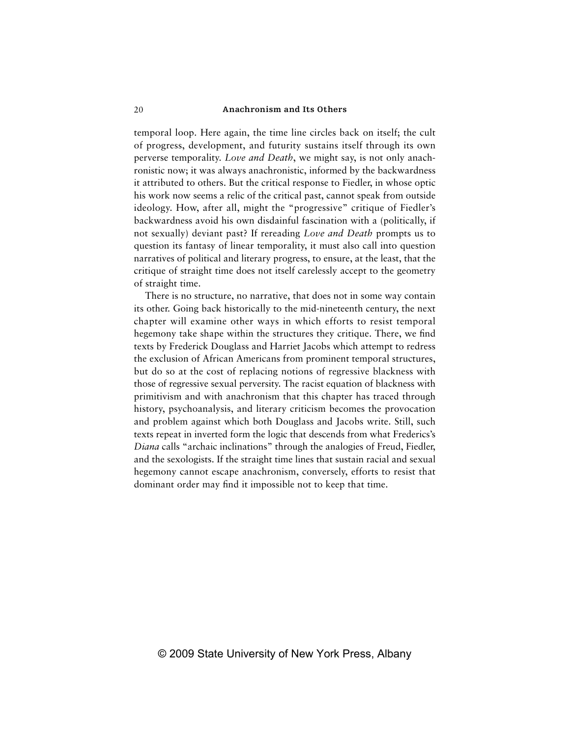temporal loop. Here again, the time line circles back on itself; the cult of progress, development, and futurity sustains itself through its own perverse temporality. *Love and Death*, we might say, is not only anachronistic now; it was always anachronistic, informed by the backwardness it attributed to others. But the critical response to Fiedler, in whose optic his work now seems a relic of the critical past, cannot speak from outside ideology. How, after all, might the "progressive" critique of Fiedler's backwardness avoid his own disdainful fascination with a (politically, if not sexually) deviant past? If rereading *Love and Death* prompts us to question its fantasy of linear temporality, it must also call into question narratives of political and literary progress, to ensure, at the least, that the critique of straight time does not itself carelessly accept to the geometry of straight time.

There is no structure, no narrative, that does not in some way contain its other. Going back historically to the mid-nineteenth century, the next chapter will examine other ways in which efforts to resist temporal hegemony take shape within the structures they critique. There, we find texts by Frederick Douglass and Harriet Jacobs which attempt to redress the exclusion of African Americans from prominent temporal structures, but do so at the cost of replacing notions of regressive blackness with those of regressive sexual perversity. The racist equation of blackness with primitivism and with anachronism that this chapter has traced through history, psychoanalysis, and literary criticism becomes the provocation and problem against which both Douglass and Jacobs write. Still, such texts repeat in inverted form the logic that descends from what Frederics's *Diana* calls "archaic inclinations" through the analogies of Freud, Fiedler, and the sexologists. If the straight time lines that sustain racial and sexual hegemony cannot escape anachronism, conversely, efforts to resist that dominant order may find it impossible not to keep that time.